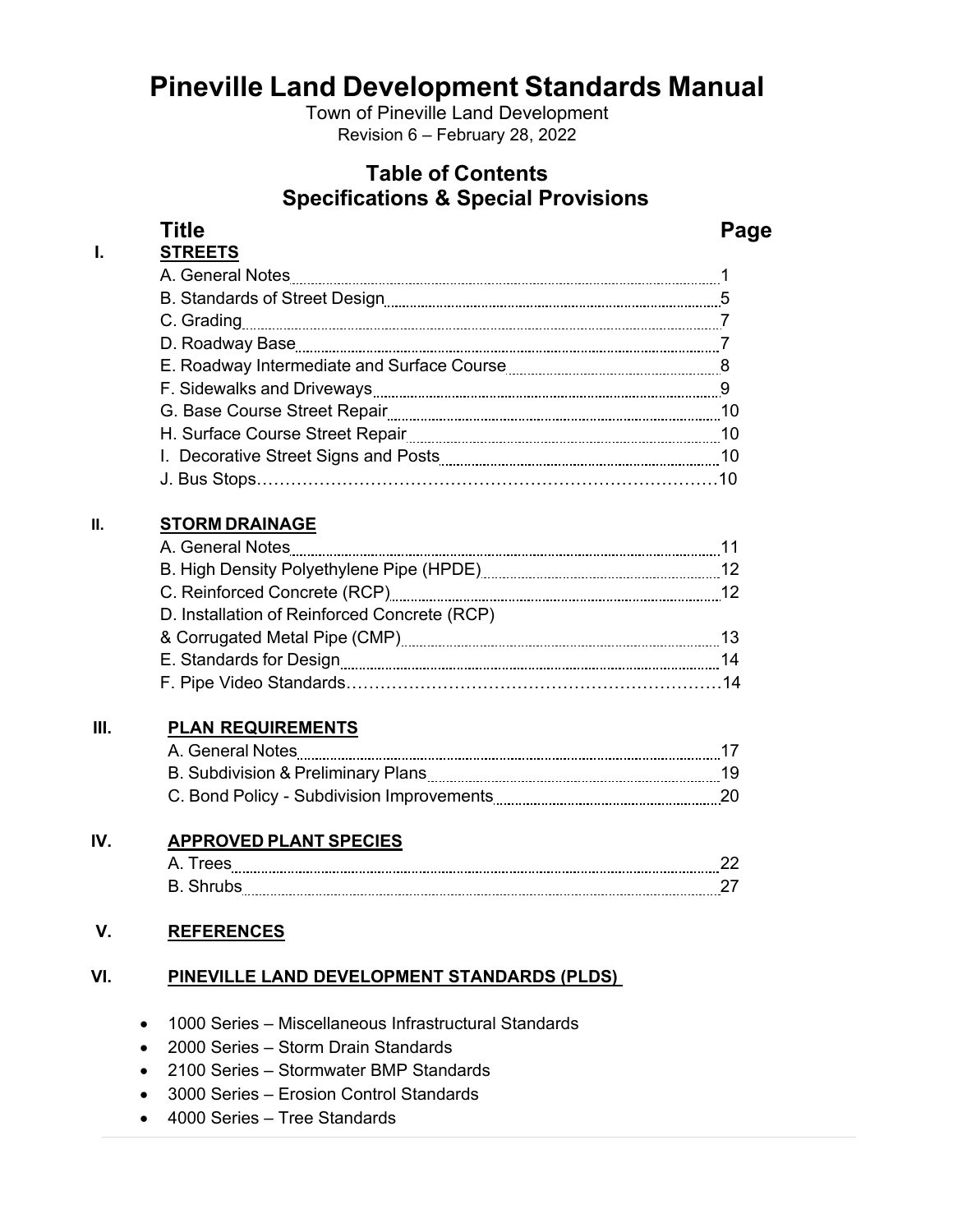# Pineville Land Development Standards Manual

Town of Pineville Land Development

Revision 6 – February 28, 2022

## Table of Contents
## Specifications & Special Provisions

| | Title | Page |
|---|---|---|
| **I.** | **STREETS** | |
| | A. General Notes | 1 |
| | B. Standards of Street Design | 5 |
| | C. Grading | 7 |
| | D. Roadway Base | 7 |
| | E. Roadway Intermediate and Surface Course | 8 |
| | F. Sidewalks and Driveways | 9 |
| | G. Base Course Street Repair | 10 |
| | H. Surface Course Street Repair | 10 |
| | I. Decorative Street Signs and Posts | 10 |
| | J. Bus Stops | 10 |
| **II.** | **STORM DRAINAGE** | |
| | A. General Notes | 11 |
| | B. High Density Polyethylene Pipe (HPDE) | 12 |
| | C. Reinforced Concrete (RCP) | 12 |
| | D. Installation of Reinforced Concrete (RCP) & Corrugated Metal Pipe (CMP) | 13 |
| | E. Standards for Design | 14 |
| | F. Pipe Video Standards | 14 |
| **III.** | **PLAN REQUIREMENTS** | |
| | A. General Notes | 17 |
| | B. Subdivision & Preliminary Plans | 19 |
| | C. Bond Policy - Subdivision Improvements | 20 |
| **IV.** | **APPROVED PLANT SPECIES** | |
| | A. Trees | 22 |
| | B. Shrubs | 27 |
| **V.** | **REFERENCES** | |
| **VI.** | **PINEVILLE LAND DEVELOPMENT STANDARDS (PLDS)** | |

- 1000 Series – Miscellaneous Infrastructural Standards
- 2000 Series – Storm Drain Standards
- 2100 Series – Stormwater BMP Standards
- 3000 Series – Erosion Control Standards
- 4000 Series – Tree Standards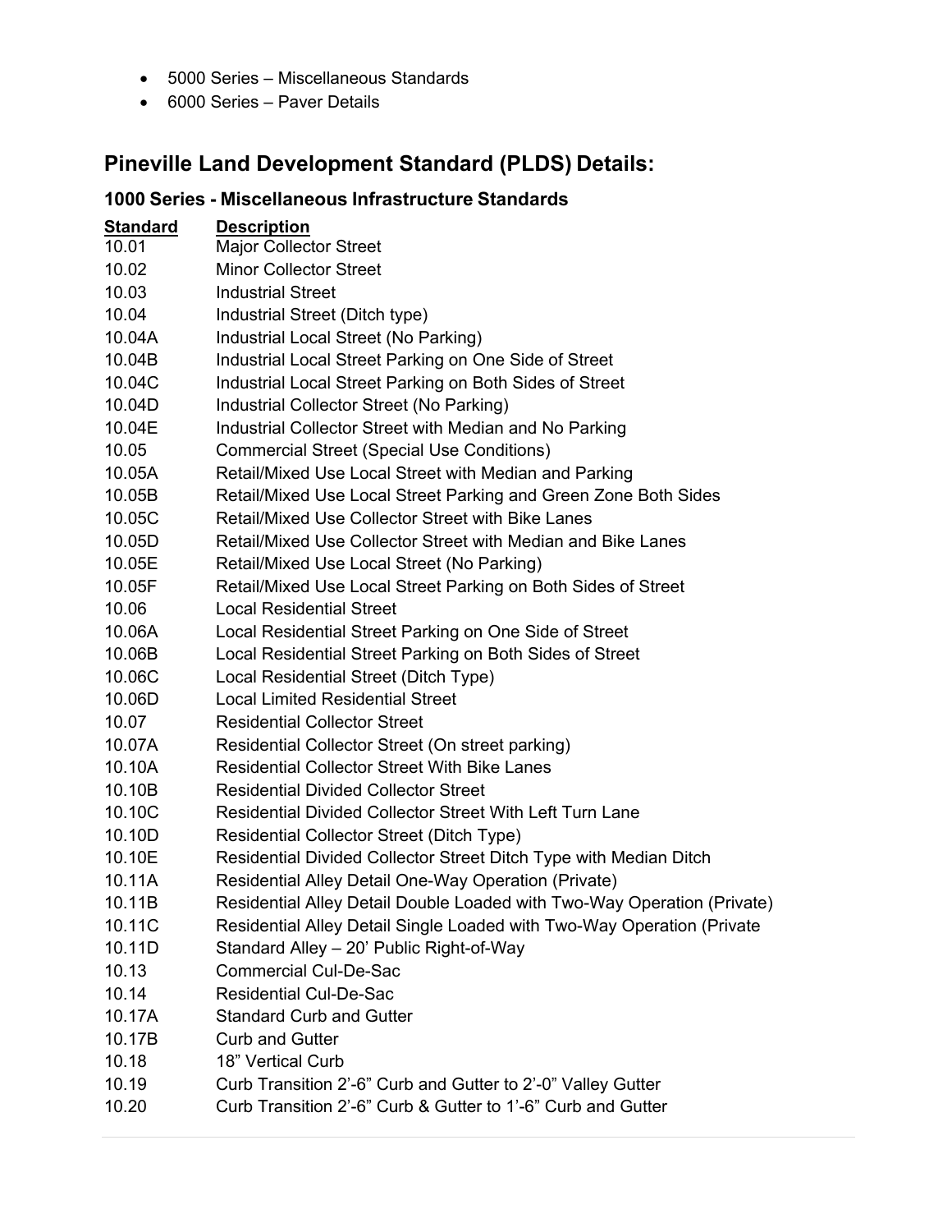- 5000 Series – Miscellaneous Standards
- 6000 Series – Paver Details

## Pineville Land Development Standard (PLDS) Details:

### 1000 Series - Miscellaneous Infrastructure Standards

| Standard | Description |
|---|---|
| 10.01 | Major Collector Street |
| 10.02 | Minor Collector Street |
| 10.03 | Industrial Street |
| 10.04 | Industrial Street (Ditch type) |
| 10.04A | Industrial Local Street (No Parking) |
| 10.04B | Industrial Local Street Parking on One Side of Street |
| 10.04C | Industrial Local Street Parking on Both Sides of Street |
| 10.04D | Industrial Collector Street (No Parking) |
| 10.04E | Industrial Collector Street with Median and No Parking |
| 10.05 | Commercial Street (Special Use Conditions) |
| 10.05A | Retail/Mixed Use Local Street with Median and Parking |
| 10.05B | Retail/Mixed Use Local Street Parking and Green Zone Both Sides |
| 10.05C | Retail/Mixed Use Collector Street with Bike Lanes |
| 10.05D | Retail/Mixed Use Collector Street with Median and Bike Lanes |
| 10.05E | Retail/Mixed Use Local Street (No Parking) |
| 10.05F | Retail/Mixed Use Local Street Parking on Both Sides of Street |
| 10.06 | Local Residential Street |
| 10.06A | Local Residential Street Parking on One Side of Street |
| 10.06B | Local Residential Street Parking on Both Sides of Street |
| 10.06C | Local Residential Street (Ditch Type) |
| 10.06D | Local Limited Residential Street |
| 10.07 | Residential Collector Street |
| 10.07A | Residential Collector Street (On street parking) |
| 10.10A | Residential Collector Street With Bike Lanes |
| 10.10B | Residential Divided Collector Street |
| 10.10C | Residential Divided Collector Street With Left Turn Lane |
| 10.10D | Residential Collector Street (Ditch Type) |
| 10.10E | Residential Divided Collector Street Ditch Type with Median Ditch |
| 10.11A | Residential Alley Detail One-Way Operation (Private) |
| 10.11B | Residential Alley Detail Double Loaded with Two-Way Operation (Private) |
| 10.11C | Residential Alley Detail Single Loaded with Two-Way Operation (Private |
| 10.11D | Standard Alley – 20' Public Right-of-Way |
| 10.13 | Commercial Cul-De-Sac |
| 10.14 | Residential Cul-De-Sac |
| 10.17A | Standard Curb and Gutter |
| 10.17B | Curb and Gutter |
| 10.18 | 18" Vertical Curb |
| 10.19 | Curb Transition 2'-6" Curb and Gutter to 2'-0" Valley Gutter |
| 10.20 | Curb Transition 2'-6" Curb & Gutter to 1'-6" Curb and Gutter |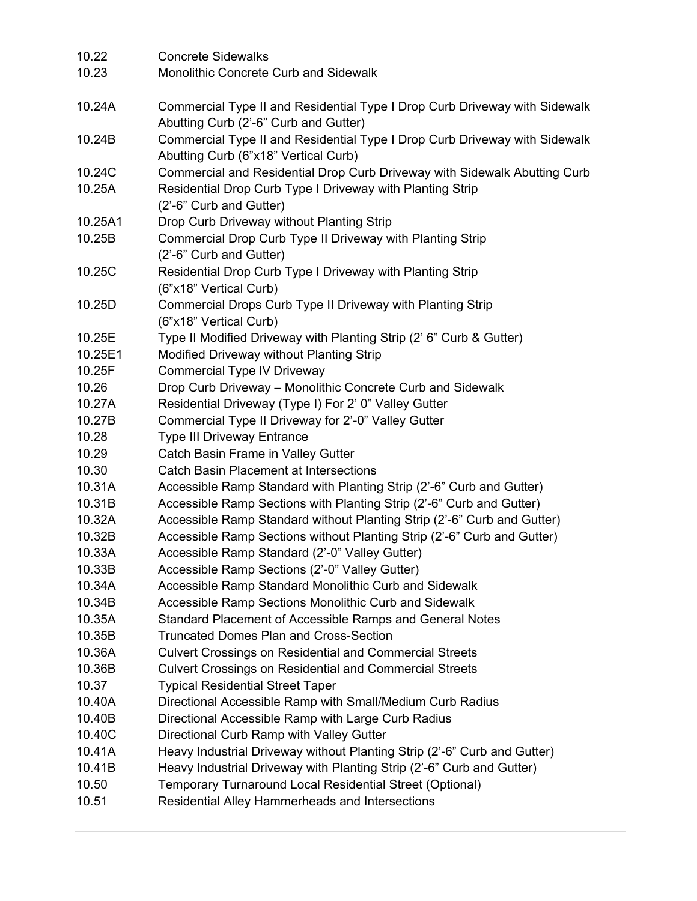| | |
|---|---|
| 10.22 | Concrete Sidewalks |
| 10.23 | Monolithic Concrete Curb and Sidewalk |
| 10.24A | Commercial Type II and Residential Type I Drop Curb Driveway with Sidewalk Abutting Curb (2’-6” Curb and Gutter) |
| 10.24B | Commercial Type II and Residential Type I Drop Curb Driveway with Sidewalk Abutting Curb (6”x18” Vertical Curb) |
| 10.24C | Commercial and Residential Drop Curb Driveway with Sidewalk Abutting Curb |
| 10.25A | Residential Drop Curb Type I Driveway with Planting Strip (2’-6” Curb and Gutter) |
| 10.25A1 | Drop Curb Driveway without Planting Strip |
| 10.25B | Commercial Drop Curb Type II Driveway with Planting Strip (2’-6” Curb and Gutter) |
| 10.25C | Residential Drop Curb Type I Driveway with Planting Strip (6”x18” Vertical Curb) |
| 10.25D | Commercial Drops Curb Type II Driveway with Planting Strip (6”x18” Vertical Curb) |
| 10.25E | Type II Modified Driveway with Planting Strip (2’ 6” Curb & Gutter) |
| 10.25E1 | Modified Driveway without Planting Strip |
| 10.25F | Commercial Type IV Driveway |
| 10.26 | Drop Curb Driveway – Monolithic Concrete Curb and Sidewalk |
| 10.27A | Residential Driveway (Type I) For 2’ 0” Valley Gutter |
| 10.27B | Commercial Type II Driveway for 2’-0” Valley Gutter |
| 10.28 | Type III Driveway Entrance |
| 10.29 | Catch Basin Frame in Valley Gutter |
| 10.30 | Catch Basin Placement at Intersections |
| 10.31A | Accessible Ramp Standard with Planting Strip (2’-6” Curb and Gutter) |
| 10.31B | Accessible Ramp Sections with Planting Strip (2’-6” Curb and Gutter) |
| 10.32A | Accessible Ramp Standard without Planting Strip (2’-6” Curb and Gutter) |
| 10.32B | Accessible Ramp Sections without Planting Strip (2’-6” Curb and Gutter) |
| 10.33A | Accessible Ramp Standard (2’-0” Valley Gutter) |
| 10.33B | Accessible Ramp Sections (2’-0” Valley Gutter) |
| 10.34A | Accessible Ramp Standard Monolithic Curb and Sidewalk |
| 10.34B | Accessible Ramp Sections Monolithic Curb and Sidewalk |
| 10.35A | Standard Placement of Accessible Ramps and General Notes |
| 10.35B | Truncated Domes Plan and Cross-Section |
| 10.36A | Culvert Crossings on Residential and Commercial Streets |
| 10.36B | Culvert Crossings on Residential and Commercial Streets |
| 10.37 | Typical Residential Street Taper |
| 10.40A | Directional Accessible Ramp with Small/Medium Curb Radius |
| 10.40B | Directional Accessible Ramp with Large Curb Radius |
| 10.40C | Directional Curb Ramp with Valley Gutter |
| 10.41A | Heavy Industrial Driveway without Planting Strip (2’-6” Curb and Gutter) |
| 10.41B | Heavy Industrial Driveway with Planting Strip (2’-6” Curb and Gutter) |
| 10.50 | Temporary Turnaround Local Residential Street (Optional) |
| 10.51 | Residential Alley Hammerheads and Intersections |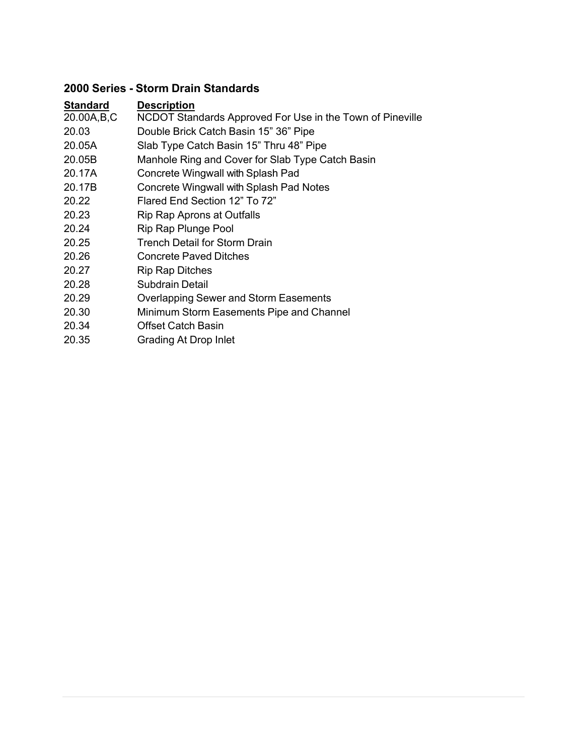## 2000 Series - Storm Drain Standards

| Standard | Description |
|---|---|
| 20.00A,B,C | NCDOT Standards Approved For Use in the Town of Pineville |
| 20.03 | Double Brick Catch Basin 15" 36" Pipe |
| 20.05A | Slab Type Catch Basin 15" Thru 48" Pipe |
| 20.05B | Manhole Ring and Cover for Slab Type Catch Basin |
| 20.17A | Concrete Wingwall with Splash Pad |
| 20.17B | Concrete Wingwall with Splash Pad Notes |
| 20.22 | Flared End Section 12" To 72" |
| 20.23 | Rip Rap Aprons at Outfalls |
| 20.24 | Rip Rap Plunge Pool |
| 20.25 | Trench Detail for Storm Drain |
| 20.26 | Concrete Paved Ditches |
| 20.27 | Rip Rap Ditches |
| 20.28 | Subdrain Detail |
| 20.29 | Overlapping Sewer and Storm Easements |
| 20.30 | Minimum Storm Easements Pipe and Channel |
| 20.34 | Offset Catch Basin |
| 20.35 | Grading At Drop Inlet |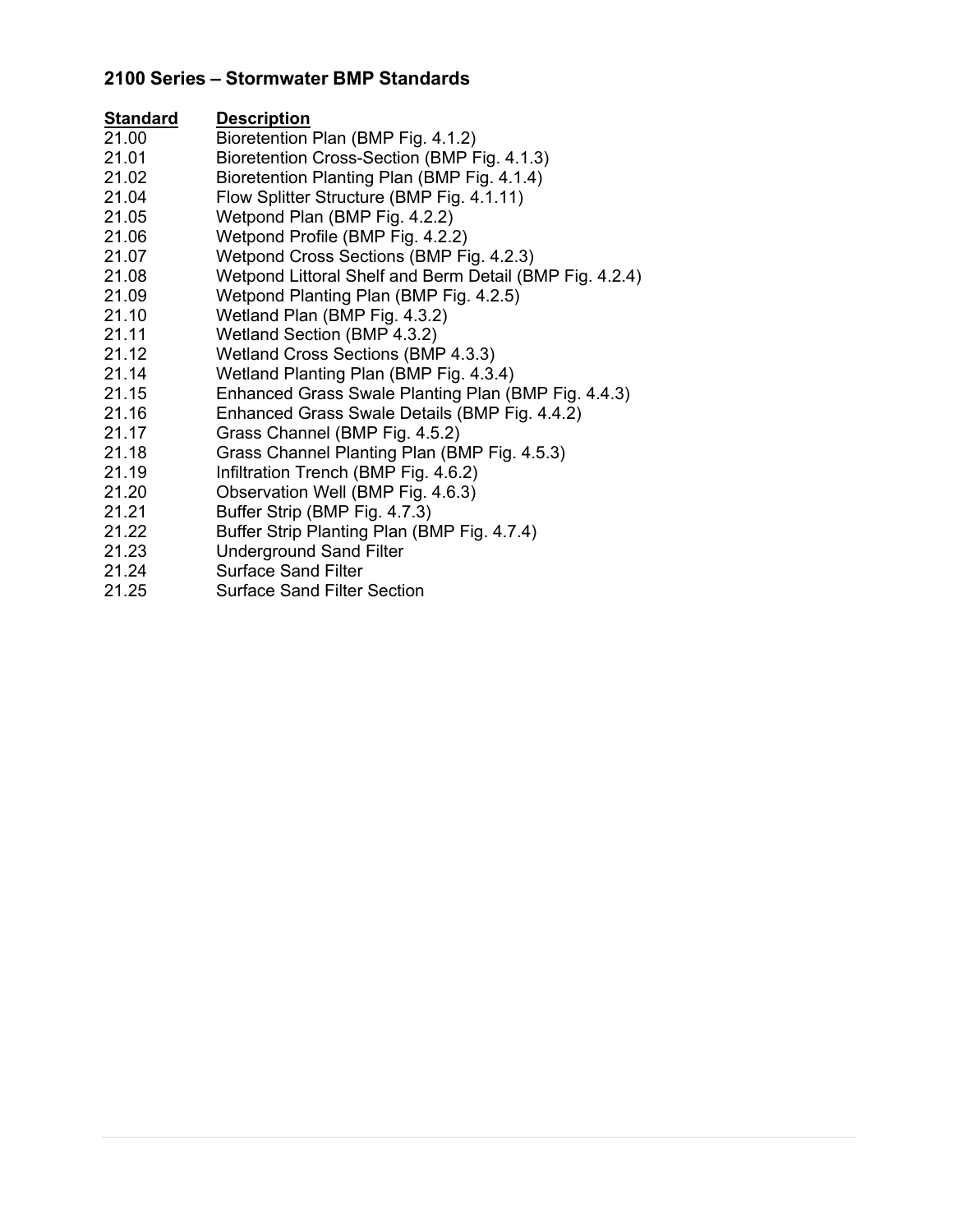## 2100 Series – Stormwater BMP Standards

| Standard | Description |
|---|---|
| 21.00 | Bioretention Plan (BMP Fig. 4.1.2) |
| 21.01 | Bioretention Cross-Section (BMP Fig. 4.1.3) |
| 21.02 | Bioretention Planting Plan (BMP Fig. 4.1.4) |
| 21.04 | Flow Splitter Structure (BMP Fig. 4.1.11) |
| 21.05 | Wetpond Plan (BMP Fig. 4.2.2) |
| 21.06 | Wetpond Profile (BMP Fig. 4.2.2) |
| 21.07 | Wetpond Cross Sections (BMP Fig. 4.2.3) |
| 21.08 | Wetpond Littoral Shelf and Berm Detail (BMP Fig. 4.2.4) |
| 21.09 | Wetpond Planting Plan (BMP Fig. 4.2.5) |
| 21.10 | Wetland Plan (BMP Fig. 4.3.2) |
| 21.11 | Wetland Section (BMP 4.3.2) |
| 21.12 | Wetland Cross Sections (BMP 4.3.3) |
| 21.14 | Wetland Planting Plan (BMP Fig. 4.3.4) |
| 21.15 | Enhanced Grass Swale Planting Plan (BMP Fig. 4.4.3) |
| 21.16 | Enhanced Grass Swale Details (BMP Fig. 4.4.2) |
| 21.17 | Grass Channel (BMP Fig. 4.5.2) |
| 21.18 | Grass Channel Planting Plan (BMP Fig. 4.5.3) |
| 21.19 | Infiltration Trench (BMP Fig. 4.6.2) |
| 21.20 | Observation Well (BMP Fig. 4.6.3) |
| 21.21 | Buffer Strip (BMP Fig. 4.7.3) |
| 21.22 | Buffer Strip Planting Plan (BMP Fig. 4.7.4) |
| 21.23 | Underground Sand Filter |
| 21.24 | Surface Sand Filter |
| 21.25 | Surface Sand Filter Section |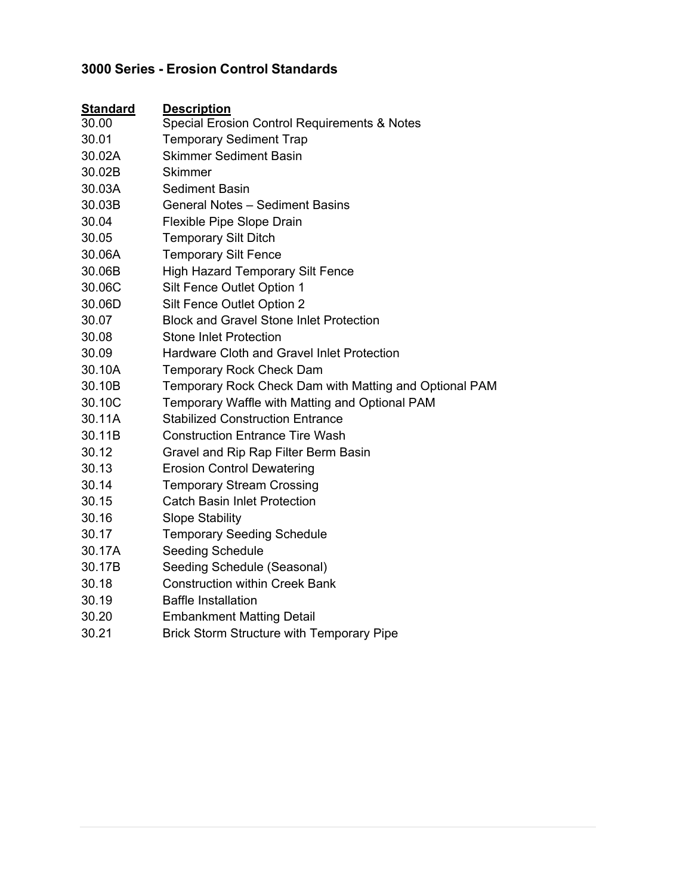## 3000 Series - Erosion Control Standards

| Standard | Description |
| --- | --- |
| 30.00 | Special Erosion Control Requirements & Notes |
| 30.01 | Temporary Sediment Trap |
| 30.02A | Skimmer Sediment Basin |
| 30.02B | Skimmer |
| 30.03A | Sediment Basin |
| 30.03B | General Notes – Sediment Basins |
| 30.04 | Flexible Pipe Slope Drain |
| 30.05 | Temporary Silt Ditch |
| 30.06A | Temporary Silt Fence |
| 30.06B | High Hazard Temporary Silt Fence |
| 30.06C | Silt Fence Outlet Option 1 |
| 30.06D | Silt Fence Outlet Option 2 |
| 30.07 | Block and Gravel Stone Inlet Protection |
| 30.08 | Stone Inlet Protection |
| 30.09 | Hardware Cloth and Gravel Inlet Protection |
| 30.10A | Temporary Rock Check Dam |
| 30.10B | Temporary Rock Check Dam with Matting and Optional PAM |
| 30.10C | Temporary Waffle with Matting and Optional PAM |
| 30.11A | Stabilized Construction Entrance |
| 30.11B | Construction Entrance Tire Wash |
| 30.12 | Gravel and Rip Rap Filter Berm Basin |
| 30.13 | Erosion Control Dewatering |
| 30.14 | Temporary Stream Crossing |
| 30.15 | Catch Basin Inlet Protection |
| 30.16 | Slope Stability |
| 30.17 | Temporary Seeding Schedule |
| 30.17A | Seeding Schedule |
| 30.17B | Seeding Schedule (Seasonal) |
| 30.18 | Construction within Creek Bank |
| 30.19 | Baffle Installation |
| 30.20 | Embankment Matting Detail |
| 30.21 | Brick Storm Structure with Temporary Pipe |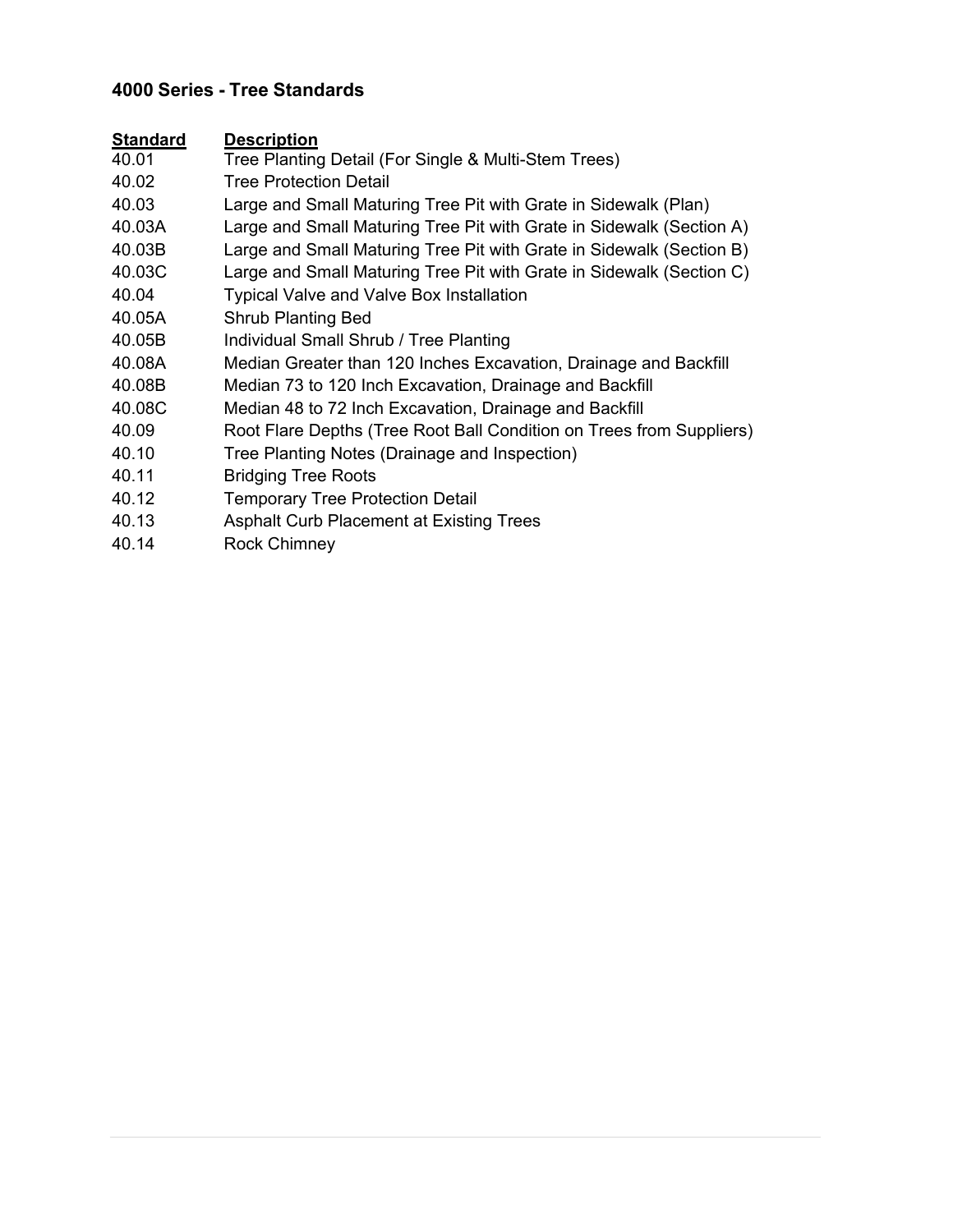# 4000 Series - Tree Standards

| Standard | Description |
|---|---|
| 40.01 | Tree Planting Detail (For Single & Multi-Stem Trees) |
| 40.02 | Tree Protection Detail |
| 40.03 | Large and Small Maturing Tree Pit with Grate in Sidewalk (Plan) |
| 40.03A | Large and Small Maturing Tree Pit with Grate in Sidewalk (Section A) |
| 40.03B | Large and Small Maturing Tree Pit with Grate in Sidewalk (Section B) |
| 40.03C | Large and Small Maturing Tree Pit with Grate in Sidewalk (Section C) |
| 40.04 | Typical Valve and Valve Box Installation |
| 40.05A | Shrub Planting Bed |
| 40.05B | Individual Small Shrub / Tree Planting |
| 40.08A | Median Greater than 120 Inches Excavation, Drainage and Backfill |
| 40.08B | Median 73 to 120 Inch Excavation, Drainage and Backfill |
| 40.08C | Median 48 to 72 Inch Excavation, Drainage and Backfill |
| 40.09 | Root Flare Depths (Tree Root Ball Condition on Trees from Suppliers) |
| 40.10 | Tree Planting Notes (Drainage and Inspection) |
| 40.11 | Bridging Tree Roots |
| 40.12 | Temporary Tree Protection Detail |
| 40.13 | Asphalt Curb Placement at Existing Trees |
| 40.14 | Rock Chimney |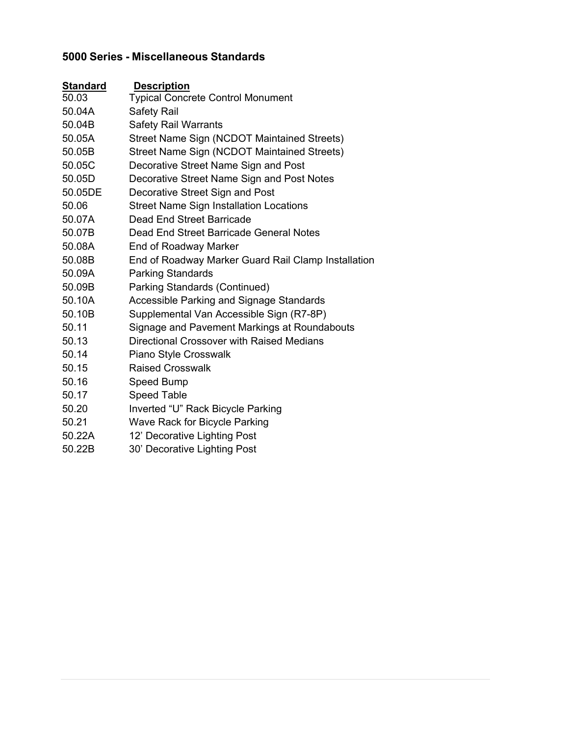### 5000 Series - Miscellaneous Standards

| Standard | Description |
|---|---|
| 50.03 | Typical Concrete Control Monument |
| 50.04A | Safety Rail |
| 50.04B | Safety Rail Warrants |
| 50.05A | Street Name Sign (NCDOT Maintained Streets) |
| 50.05B | Street Name Sign (NCDOT Maintained Streets) |
| 50.05C | Decorative Street Name Sign and Post |
| 50.05D | Decorative Street Name Sign and Post Notes |
| 50.05DE | Decorative Street Sign and Post |
| 50.06 | Street Name Sign Installation Locations |
| 50.07A | Dead End Street Barricade |
| 50.07B | Dead End Street Barricade General Notes |
| 50.08A | End of Roadway Marker |
| 50.08B | End of Roadway Marker Guard Rail Clamp Installation |
| 50.09A | Parking Standards |
| 50.09B | Parking Standards (Continued) |
| 50.10A | Accessible Parking and Signage Standards |
| 50.10B | Supplemental Van Accessible Sign (R7-8P) |
| 50.11 | Signage and Pavement Markings at Roundabouts |
| 50.13 | Directional Crossover with Raised Medians |
| 50.14 | Piano Style Crosswalk |
| 50.15 | Raised Crosswalk |
| 50.16 | Speed Bump |
| 50.17 | Speed Table |
| 50.20 | Inverted “U” Rack Bicycle Parking |
| 50.21 | Wave Rack for Bicycle Parking |
| 50.22A | 12’ Decorative Lighting Post |
| 50.22B | 30’ Decorative Lighting Post |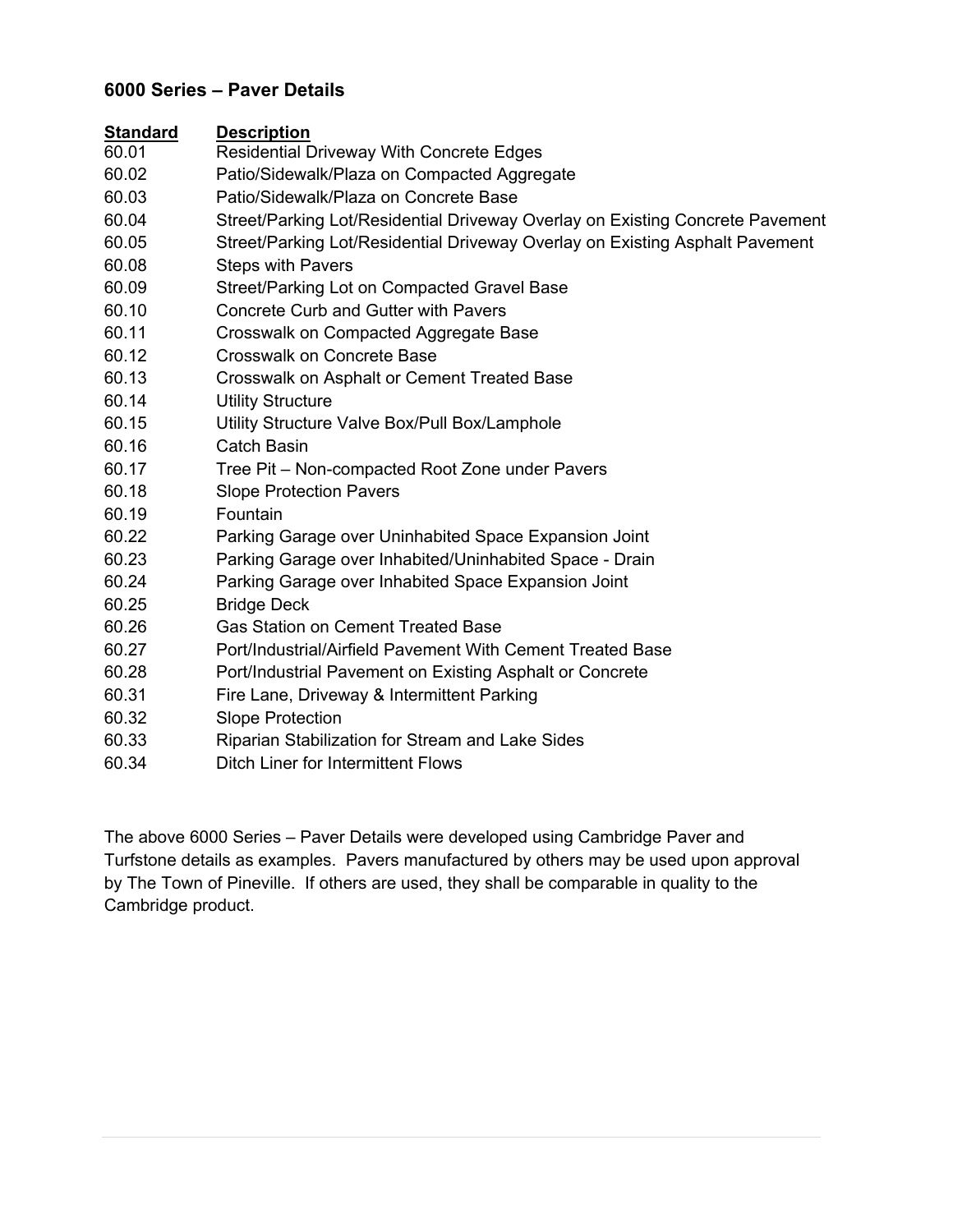## 6000 Series – Paver Details

| Standard | Description |
|---|---|
| 60.01 | Residential Driveway With Concrete Edges |
| 60.02 | Patio/Sidewalk/Plaza on Compacted Aggregate |
| 60.03 | Patio/Sidewalk/Plaza on Concrete Base |
| 60.04 | Street/Parking Lot/Residential Driveway Overlay on Existing Concrete Pavement |
| 60.05 | Street/Parking Lot/Residential Driveway Overlay on Existing Asphalt Pavement |
| 60.08 | Steps with Pavers |
| 60.09 | Street/Parking Lot on Compacted Gravel Base |
| 60.10 | Concrete Curb and Gutter with Pavers |
| 60.11 | Crosswalk on Compacted Aggregate Base |
| 60.12 | Crosswalk on Concrete Base |
| 60.13 | Crosswalk on Asphalt or Cement Treated Base |
| 60.14 | Utility Structure |
| 60.15 | Utility Structure Valve Box/Pull Box/Lamphole |
| 60.16 | Catch Basin |
| 60.17 | Tree Pit – Non-compacted Root Zone under Pavers |
| 60.18 | Slope Protection Pavers |
| 60.19 | Fountain |
| 60.22 | Parking Garage over Uninhabited Space Expansion Joint |
| 60.23 | Parking Garage over Inhabited/Uninhabited Space - Drain |
| 60.24 | Parking Garage over Inhabited Space Expansion Joint |
| 60.25 | Bridge Deck |
| 60.26 | Gas Station on Cement Treated Base |
| 60.27 | Port/Industrial/Airfield Pavement With Cement Treated Base |
| 60.28 | Port/Industrial Pavement on Existing Asphalt or Concrete |
| 60.31 | Fire Lane, Driveway & Intermittent Parking |
| 60.32 | Slope Protection |
| 60.33 | Riparian Stabilization for Stream and Lake Sides |
| 60.34 | Ditch Liner for Intermittent Flows |

The above 6000 Series – Paver Details were developed using Cambridge Paver and Turfstone details as examples. Pavers manufactured by others may be used upon approval by The Town of Pineville. If others are used, they shall be comparable in quality to the Cambridge product.